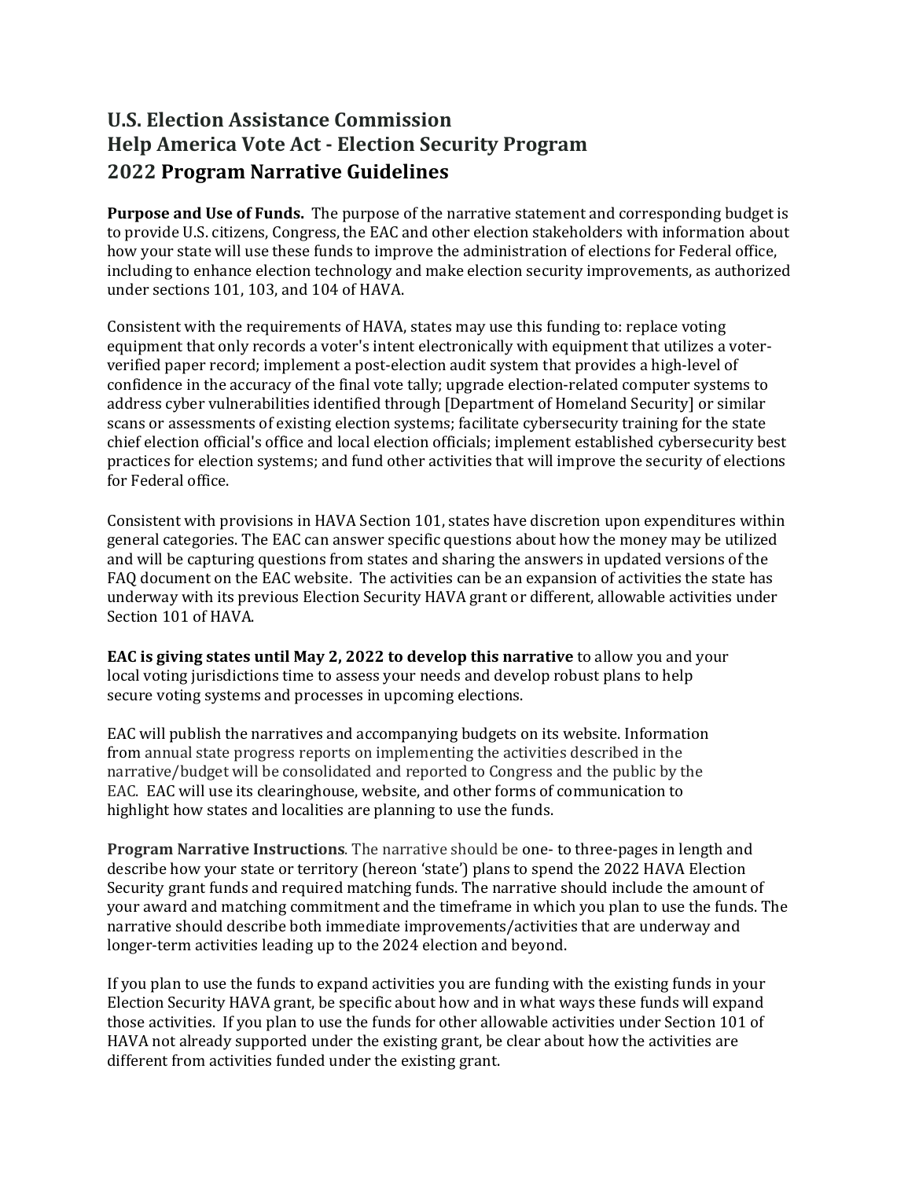# U.S. Election Assistance Commission
# Help America Vote Act - Election Security Program
# 2022 Program Narrative Guidelines

**Purpose and Use of Funds.** The purpose of the narrative statement and corresponding budget is to provide U.S. citizens, Congress, the EAC and other election stakeholders with information about how your state will use these funds to improve the administration of elections for Federal office, including to enhance election technology and make election security improvements, as authorized under sections 101, 103, and 104 of HAVA.

Consistent with the requirements of HAVA, states may use this funding to: replace voting equipment that only records a voter's intent electronically with equipment that utilizes a voter-verified paper record; implement a post-election audit system that provides a high-level of confidence in the accuracy of the final vote tally; upgrade election-related computer systems to address cyber vulnerabilities identified through [Department of Homeland Security] or similar scans or assessments of existing election systems; facilitate cybersecurity training for the state chief election official's office and local election officials; implement established cybersecurity best practices for election systems; and fund other activities that will improve the security of elections for Federal office.

Consistent with provisions in HAVA Section 101, states have discretion upon expenditures within general categories. The EAC can answer specific questions about how the money may be utilized and will be capturing questions from states and sharing the answers in updated versions of the FAQ document on the EAC website. The activities can be an expansion of activities the state has underway with its previous Election Security HAVA grant or different, allowable activities under Section 101 of HAVA.

**EAC is giving states until May 2, 2022 to develop this narrative** to allow you and your local voting jurisdictions time to assess your needs and develop robust plans to help secure voting systems and processes in upcoming elections.

EAC will publish the narratives and accompanying budgets on its website. Information from annual state progress reports on implementing the activities described in the narrative/budget will be consolidated and reported to Congress and the public by the EAC. EAC will use its clearinghouse, website, and other forms of communication to highlight how states and localities are planning to use the funds.

**Program Narrative Instructions**. The narrative should be one- to three-pages in length and describe how your state or territory (hereon 'state') plans to spend the 2022 HAVA Election Security grant funds and required matching funds. The narrative should include the amount of your award and matching commitment and the timeframe in which you plan to use the funds. The narrative should describe both immediate improvements/activities that are underway and longer-term activities leading up to the 2024 election and beyond.

If you plan to use the funds to expand activities you are funding with the existing funds in your Election Security HAVA grant, be specific about how and in what ways these funds will expand those activities. If you plan to use the funds for other allowable activities under Section 101 of HAVA not already supported under the existing grant, be clear about how the activities are different from activities funded under the existing grant.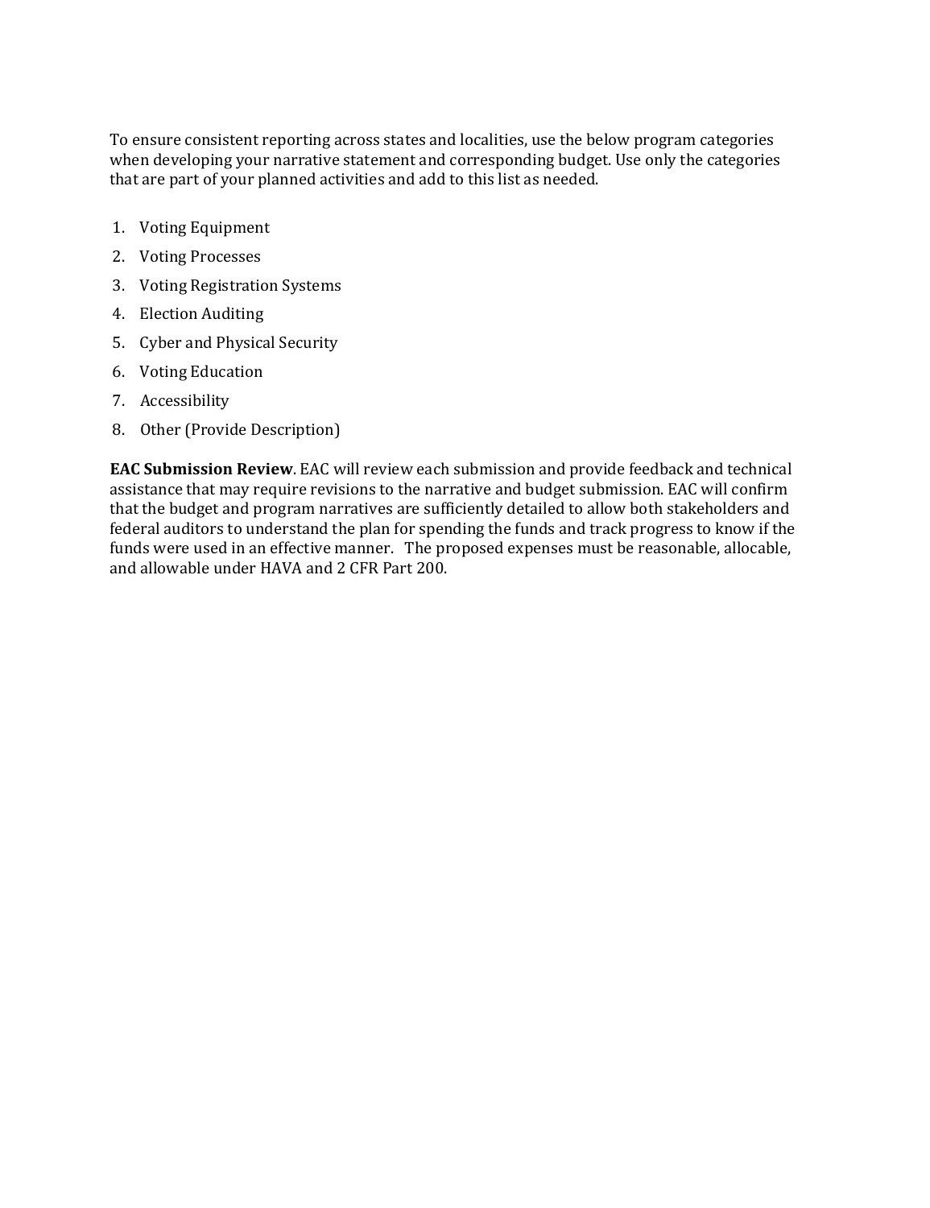To ensure consistent reporting across states and localities, use the below program categories when developing your narrative statement and corresponding budget. Use only the categories that are part of your planned activities and add to this list as needed.

1. Voting Equipment
2. Voting Processes
3. Voting Registration Systems
4. Election Auditing
5. Cyber and Physical Security
6. Voting Education
7. Accessibility
8. Other (Provide Description)

**EAC Submission Review**. EAC will review each submission and provide feedback and technical assistance that may require revisions to the narrative and budget submission. EAC will confirm that the budget and program narratives are sufficiently detailed to allow both stakeholders and federal auditors to understand the plan for spending the funds and track progress to know if the funds were used in an effective manner. The proposed expenses must be reasonable, allocable, and allowable under HAVA and 2 CFR Part 200.